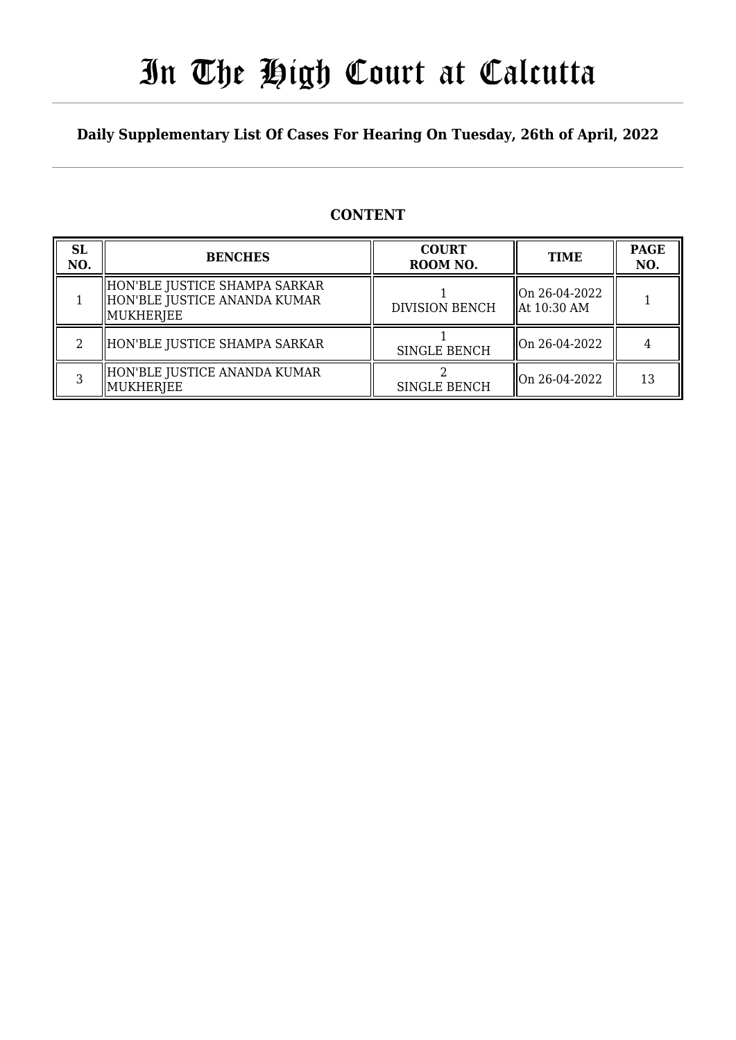# In The High Court at Calcutta

**Daily Supplementary List Of Cases For Hearing On Tuesday, 26th of April, 2022**

## CONTENT

| SL NO. | BENCHES | COURT ROOM NO. | TIME | PAGE NO. |
|---|---|---|---|---|
| 1 | HON'BLE JUSTICE SHAMPA SARKAR<br>HON'BLE JUSTICE ANANDA KUMAR MUKHERJEE | 1<br>DIVISION BENCH | On 26-04-2022<br>At 10:30 AM | 1 |
| 2 | HON'BLE JUSTICE SHAMPA SARKAR | 1<br>SINGLE BENCH | On 26-04-2022 | 4 |
| 3 | HON'BLE JUSTICE ANANDA KUMAR MUKHERJEE | 2<br>SINGLE BENCH | On 26-04-2022 | 13 |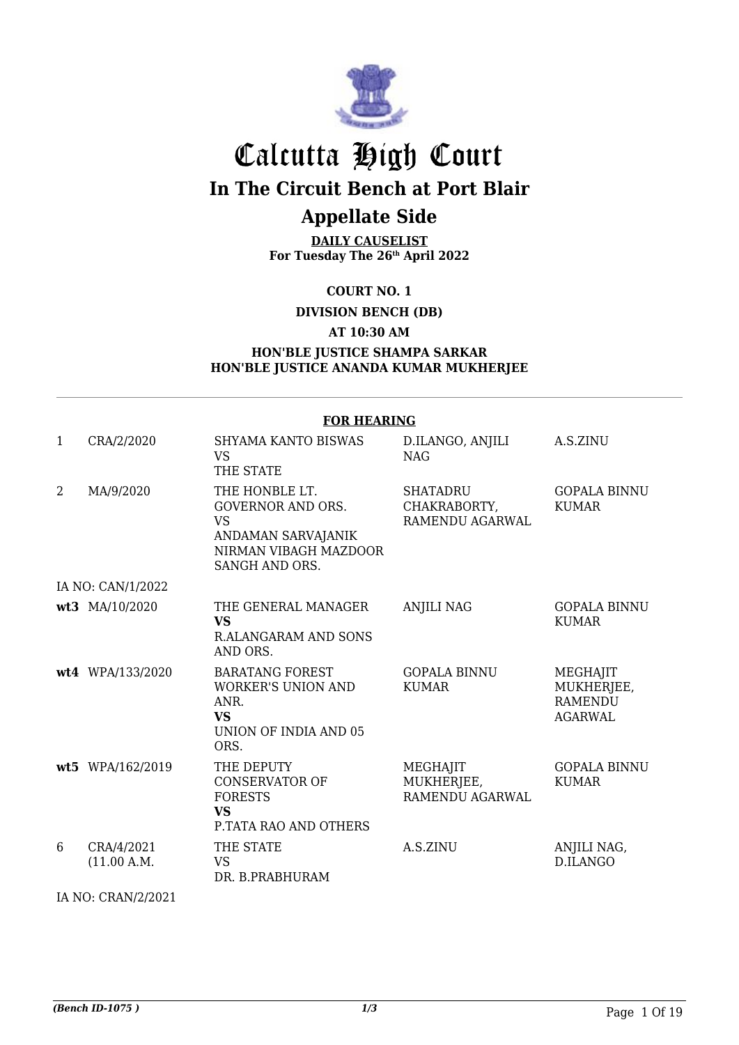# Calcutta High Court

## In The Circuit Bench at Port Blair

## Appellate Side

**DAILY CAUSELIST**
**For Tuesday The 26th April 2022**

**COURT NO. 1**

**DIVISION BENCH (DB)**

**AT 10:30 AM**

**HON'BLE JUSTICE SHAMPA SARKAR**
**HON'BLE JUSTICE ANANDA KUMAR MUKHERJEE**

**FOR HEARING**

| | | | | |
|---|---|---|---|---|
| 1 | CRA/2/2020 | SHYAMA KANTO BISWAS VS THE STATE | D.ILANGO, ANJILI NAG | A.S.ZINU |
| 2 | MA/9/2020 | THE HONBLE LT. GOVERNOR AND ORS. VS ANDAMAN SARVAJANIK NIRMAN VIBAGH MAZDOOR SANGH AND ORS. | SHATADRU CHAKRABORTY, RAMENDU AGARWAL | GOPALA BINNU KUMAR |
| IA NO: CAN/1/2022 | | | | |
| **wt3** | MA/10/2020 | THE GENERAL MANAGER **VS** R.ALANGARAM AND SONS AND ORS. | ANJILI NAG | GOPALA BINNU KUMAR |
| **wt4** | WPA/133/2020 | BARATANG FOREST WORKER'S UNION AND ANR. **VS** UNION OF INDIA AND 05 ORS. | GOPALA BINNU KUMAR | MEGHAJIT MUKHERJEE, RAMENDU AGARWAL |
| **wt5** | WPA/162/2019 | THE DEPUTY CONSERVATOR OF FORESTS **VS** P.TATA RAO AND OTHERS | MEGHAJIT MUKHERJEE, RAMENDU AGARWAL | GOPALA BINNU KUMAR |
| 6 | CRA/4/2021 (11.00 A.M. | THE STATE VS DR. B.PRABHURAM | A.S.ZINU | ANJILI NAG, D.ILANGO |
| IA NO: CRAN/2/2021 | | | | |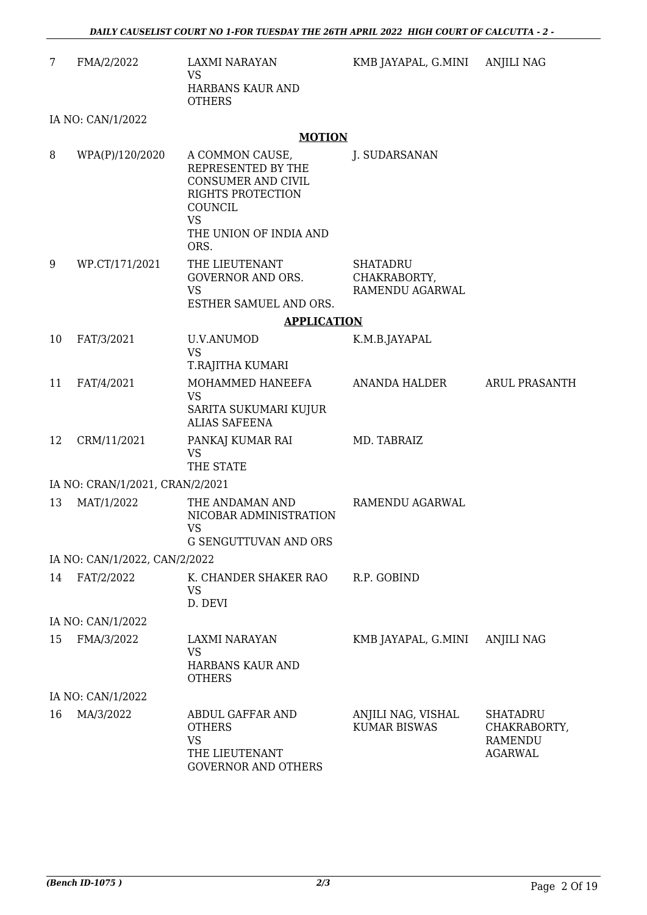| | | | | |
|---|---|---|---|---|
| 7 | FMA/2/2022 | LAXMI NARAYAN<br>VS<br>HARBANS KAUR AND OTHERS | KMB JAYAPAL, G.MINI | ANJILI NAG |

IA NO: CAN/1/2022

**MOTION**

| | | | | |
|---|---|---|---|---|
| 8 | WPA(P)/120/2020 | A COMMON CAUSE, REPRESENTED BY THE CONSUMER AND CIVIL RIGHTS PROTECTION COUNCIL<br>VS<br>THE UNION OF INDIA AND ORS. | J. SUDARSANAN | |
| 9 | WP.CT/171/2021 | THE LIEUTENANT GOVERNOR AND ORS.<br>VS<br>ESTHER SAMUEL AND ORS. | SHATADRU CHAKRABORTY, RAMENDU AGARWAL | |

**APPLICATION**

| | | | | |
|---|---|---|---|---|
| 10 | FAT/3/2021 | U.V.ANUMOD<br>VS<br>T.RAJITHA KUMARI | K.M.B.JAYAPAL | |
| 11 | FAT/4/2021 | MOHAMMED HANEEFA<br>VS<br>SARITA SUKUMARI KUJUR ALIAS SAFEENA | ANANDA HALDER | ARUL PRASANTH |
| 12 | CRM/11/2021 | PANKAJ KUMAR RAI<br>VS<br>THE STATE | MD. TABRAIZ | |

IA NO: CRAN/1/2021, CRAN/2/2021

| | | | | |
|---|---|---|---|---|
| 13 | MAT/1/2022 | THE ANDAMAN AND NICOBAR ADMINISTRATION<br>VS<br>G SENGUTTUVAN AND ORS | RAMENDU AGARWAL | |

IA NO: CAN/1/2022, CAN/2/2022

| | | | | |
|---|---|---|---|---|
| 14 | FAT/2/2022 | K. CHANDER SHAKER RAO<br>VS<br>D. DEVI | R.P. GOBIND | |

IA NO: CAN/1/2022

| | | | | |
|---|---|---|---|---|
| 15 | FMA/3/2022 | LAXMI NARAYAN<br>VS<br>HARBANS KAUR AND OTHERS | KMB JAYAPAL, G.MINI | ANJILI NAG |

IA NO: CAN/1/2022

| | | | | |
|---|---|---|---|---|
| 16 | MA/3/2022 | ABDUL GAFFAR AND OTHERS<br>VS<br>THE LIEUTENANT GOVERNOR AND OTHERS | ANJILI NAG, VISHAL KUMAR BISWAS | SHATADRU CHAKRABORTY, RAMENDU AGARWAL |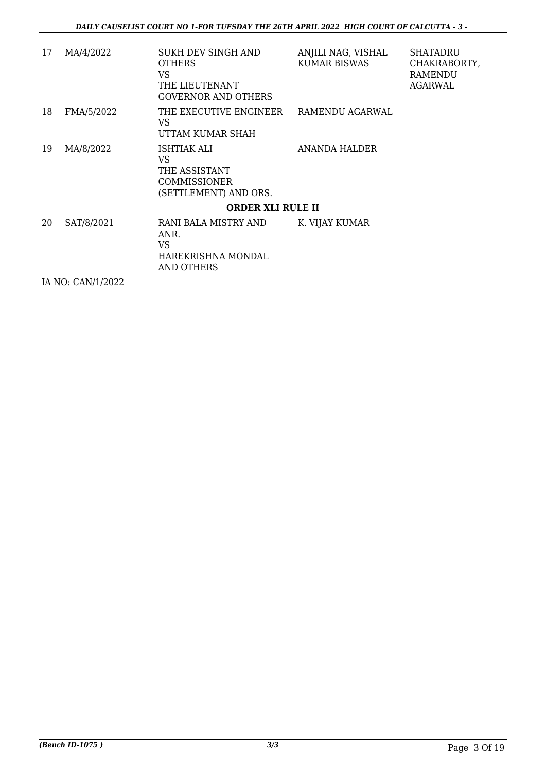| 17 | MA/4/2022 | SUKH DEV SINGH AND OTHERS VS THE LIEUTENANT GOVERNOR AND OTHERS | ANJILI NAG, VISHAL KUMAR BISWAS | SHATADRU CHAKRABORTY, RAMENDU AGARWAL |
|---|---|---|---|---|
| 18 | FMA/5/2022 | THE EXECUTIVE ENGINEER VS UTTAM KUMAR SHAH | RAMENDU AGARWAL | |
| 19 | MA/8/2022 | ISHTIAK ALI VS THE ASSISTANT COMMISSIONER (SETTLEMENT) AND ORS. | ANANDA HALDER | |

**ORDER XLI RULE II**

| 20 | SAT/8/2021 | RANI BALA MISTRY AND ANR. VS HAREKRISHNA MONDAL AND OTHERS | K. VIJAY KUMAR | |
|---|---|---|---|---|

IA NO: CAN/1/2022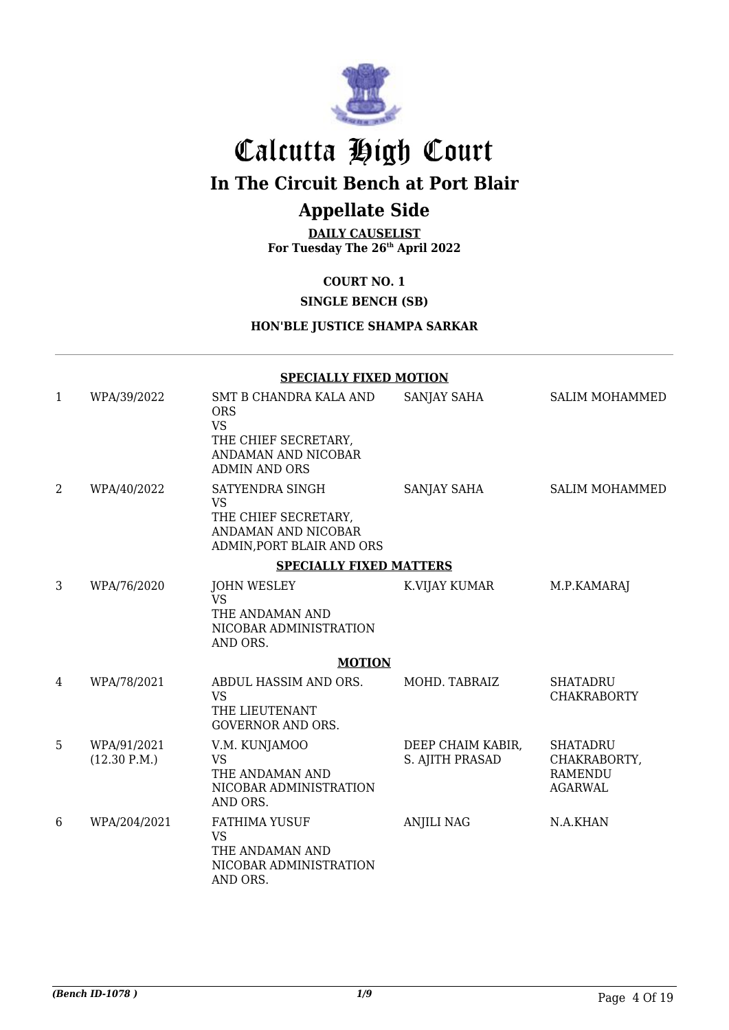# Calcutta High Court

## In The Circuit Bench at Port Blair

## Appellate Side

**DAILY CAUSELIST**
**For Tuesday The 26th April 2022**

**COURT NO. 1**

**SINGLE BENCH (SB)**

**HON'BLE JUSTICE SHAMPA SARKAR**

**SPECIALLY FIXED MOTION**

| | | | | |
|---|---|---|---|---|
| 1 | WPA/39/2022 | SMT B CHANDRA KALA AND ORS<br>VS<br>THE CHIEF SECRETARY, ANDAMAN AND NICOBAR ADMIN AND ORS | SANJAY SAHA | SALIM MOHAMMED |
| 2 | WPA/40/2022 | SATYENDRA SINGH<br>VS<br>THE CHIEF SECRETARY, ANDAMAN AND NICOBAR ADMIN,PORT BLAIR AND ORS | SANJAY SAHA | SALIM MOHAMMED |

**SPECIALLY FIXED MATTERS**

| | | | | |
|---|---|---|---|---|
| 3 | WPA/76/2020 | JOHN WESLEY<br>VS<br>THE ANDAMAN AND NICOBAR ADMINISTRATION AND ORS. | K.VIJAY KUMAR | M.P.KAMARAJ |

**MOTION**

| | | | | |
|---|---|---|---|---|
| 4 | WPA/78/2021 | ABDUL HASSIM AND ORS.<br>VS<br>THE LIEUTENANT GOVERNOR AND ORS. | MOHD. TABRAIZ | SHATADRU CHAKRABORTY |
| 5 | WPA/91/2021<br>(12.30 P.M.) | V.M. KUNJAMOO<br>VS<br>THE ANDAMAN AND NICOBAR ADMINISTRATION AND ORS. | DEEP CHAIM KABIR, S. AJITH PRASAD | SHATADRU CHAKRABORTY, RAMENDU AGARWAL |
| 6 | WPA/204/2021 | FATHIMA YUSUF<br>VS<br>THE ANDAMAN AND NICOBAR ADMINISTRATION AND ORS. | ANJILI NAG | N.A.KHAN |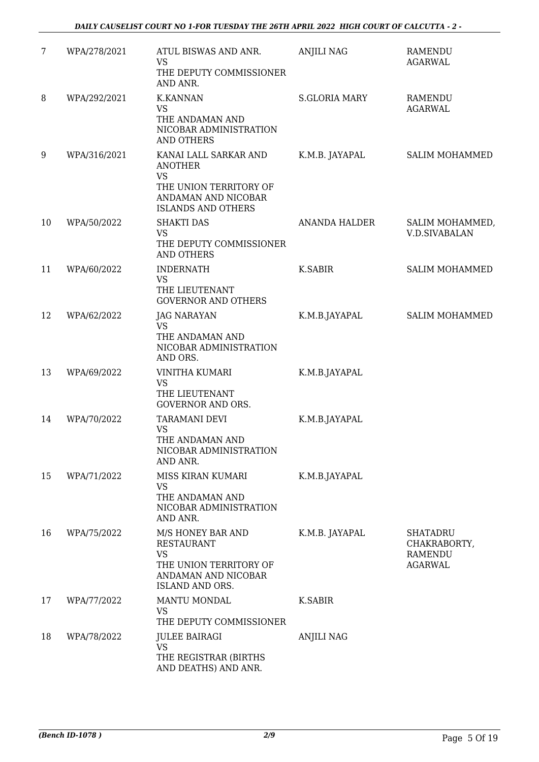| 7 | WPA/278/2021 | ATUL BISWAS AND ANR.<br>VS<br>THE DEPUTY COMMISSIONER AND ANR. | ANJILI NAG | RAMENDU AGARWAL |
|---|---|---|---|---|
| 8 | WPA/292/2021 | K.KANNAN<br>VS<br>THE ANDAMAN AND NICOBAR ADMINISTRATION AND OTHERS | S.GLORIA MARY | RAMENDU AGARWAL |
| 9 | WPA/316/2021 | KANAI LALL SARKAR AND ANOTHER<br>VS<br>THE UNION TERRITORY OF ANDAMAN AND NICOBAR ISLANDS AND OTHERS | K.M.B. JAYAPAL | SALIM MOHAMMED |
| 10 | WPA/50/2022 | SHAKTI DAS<br>VS<br>THE DEPUTY COMMISSIONER AND OTHERS | ANANDA HALDER | SALIM MOHAMMED, V.D.SIVABALAN |
| 11 | WPA/60/2022 | INDERNATH<br>VS<br>THE LIEUTENANT GOVERNOR AND OTHERS | K.SABIR | SALIM MOHAMMED |
| 12 | WPA/62/2022 | JAG NARAYAN<br>VS<br>THE ANDAMAN AND NICOBAR ADMINISTRATION AND ORS. | K.M.B.JAYAPAL | SALIM MOHAMMED |
| 13 | WPA/69/2022 | VINITHA KUMARI<br>VS<br>THE LIEUTENANT GOVERNOR AND ORS. | K.M.B.JAYAPAL | |
| 14 | WPA/70/2022 | TARAMANI DEVI<br>VS<br>THE ANDAMAN AND NICOBAR ADMINISTRATION AND ANR. | K.M.B.JAYAPAL | |
| 15 | WPA/71/2022 | MISS KIRAN KUMARI<br>VS<br>THE ANDAMAN AND NICOBAR ADMINISTRATION AND ANR. | K.M.B.JAYAPAL | |
| 16 | WPA/75/2022 | M/S HONEY BAR AND RESTAURANT<br>VS<br>THE UNION TERRITORY OF ANDAMAN AND NICOBAR ISLAND AND ORS. | K.M.B. JAYAPAL | SHATADRU CHAKRABORTY, RAMENDU AGARWAL |
| 17 | WPA/77/2022 | MANTU MONDAL<br>VS<br>THE DEPUTY COMMISSIONER | K.SABIR | |
| 18 | WPA/78/2022 | JULEE BAIRAGI<br>VS<br>THE REGISTRAR (BIRTHS AND DEATHS) AND ANR. | ANJILI NAG | |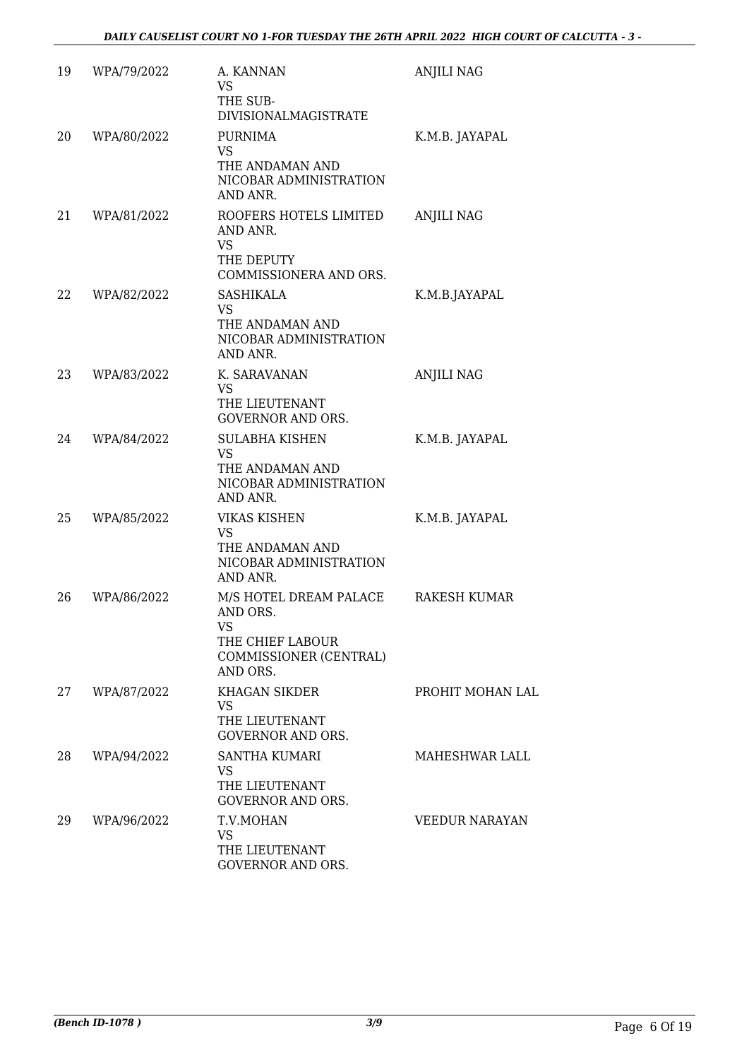| 19 | WPA/79/2022 | A. KANNAN<br>VS<br>THE SUB-DIVISIONALMAGISTRATE | ANJILI NAG |
|---|---|---|---|
| 20 | WPA/80/2022 | PURNIMA<br>VS<br>THE ANDAMAN AND NICOBAR ADMINISTRATION AND ANR. | K.M.B. JAYAPAL |
| 21 | WPA/81/2022 | ROOFERS HOTELS LIMITED AND ANR.<br>VS<br>THE DEPUTY COMMISSIONERA AND ORS. | ANJILI NAG |
| 22 | WPA/82/2022 | SASHIKALA<br>VS<br>THE ANDAMAN AND NICOBAR ADMINISTRATION AND ANR. | K.M.B.JAYAPAL |
| 23 | WPA/83/2022 | K. SARAVANAN<br>VS<br>THE LIEUTENANT GOVERNOR AND ORS. | ANJILI NAG |
| 24 | WPA/84/2022 | SULABHA KISHEN<br>VS<br>THE ANDAMAN AND NICOBAR ADMINISTRATION AND ANR. | K.M.B. JAYAPAL |
| 25 | WPA/85/2022 | VIKAS KISHEN<br>VS<br>THE ANDAMAN AND NICOBAR ADMINISTRATION AND ANR. | K.M.B. JAYAPAL |
| 26 | WPA/86/2022 | M/S HOTEL DREAM PALACE AND ORS.<br>VS<br>THE CHIEF LABOUR COMMISSIONER (CENTRAL) AND ORS. | RAKESH KUMAR |
| 27 | WPA/87/2022 | KHAGAN SIKDER<br>VS<br>THE LIEUTENANT GOVERNOR AND ORS. | PROHIT MOHAN LAL |
| 28 | WPA/94/2022 | SANTHA KUMARI<br>VS<br>THE LIEUTENANT GOVERNOR AND ORS. | MAHESHWAR LALL |
| 29 | WPA/96/2022 | T.V.MOHAN<br>VS<br>THE LIEUTENANT GOVERNOR AND ORS. | VEEDUR NARAYAN |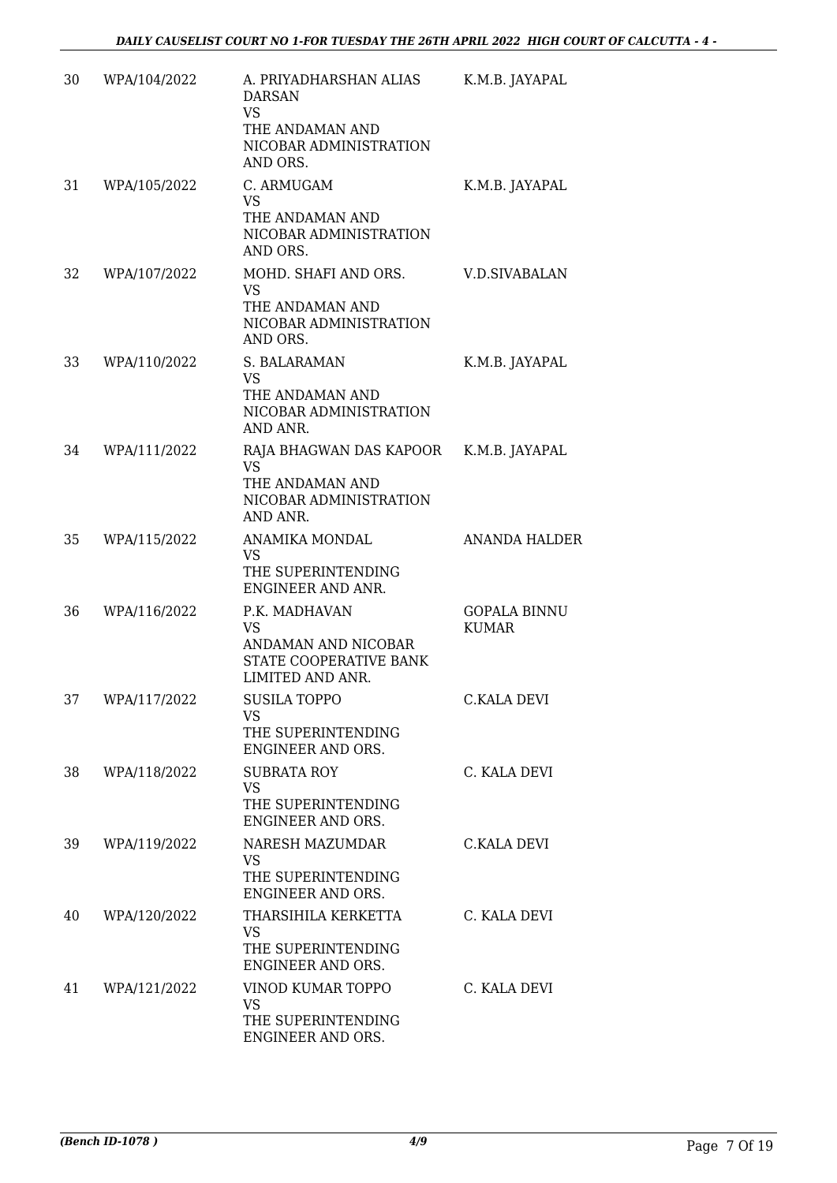| 30 | WPA/104/2022 | A. PRIYADHARSHAN ALIAS DARSAN<br>VS<br>THE ANDAMAN AND NICOBAR ADMINISTRATION AND ORS. | K.M.B. JAYAPAL |
|---|---|---|---|
| 31 | WPA/105/2022 | C. ARMUGAM<br>VS<br>THE ANDAMAN AND NICOBAR ADMINISTRATION AND ORS. | K.M.B. JAYAPAL |
| 32 | WPA/107/2022 | MOHD. SHAFI AND ORS.<br>VS<br>THE ANDAMAN AND NICOBAR ADMINISTRATION AND ORS. | V.D.SIVABALAN |
| 33 | WPA/110/2022 | S. BALARAMAN<br>VS<br>THE ANDAMAN AND NICOBAR ADMINISTRATION AND ANR. | K.M.B. JAYAPAL |
| 34 | WPA/111/2022 | RAJA BHAGWAN DAS KAPOOR<br>VS<br>THE ANDAMAN AND NICOBAR ADMINISTRATION AND ANR. | K.M.B. JAYAPAL |
| 35 | WPA/115/2022 | ANAMIKA MONDAL<br>VS<br>THE SUPERINTENDING ENGINEER AND ANR. | ANANDA HALDER |
| 36 | WPA/116/2022 | P.K. MADHAVAN<br>VS<br>ANDAMAN AND NICOBAR STATE COOPERATIVE BANK LIMITED AND ANR. | GOPALA BINNU KUMAR |
| 37 | WPA/117/2022 | SUSILA TOPPO<br>VS<br>THE SUPERINTENDING ENGINEER AND ORS. | C.KALA DEVI |
| 38 | WPA/118/2022 | SUBRATA ROY<br>VS<br>THE SUPERINTENDING ENGINEER AND ORS. | C. KALA DEVI |
| 39 | WPA/119/2022 | NARESH MAZUMDAR<br>VS<br>THE SUPERINTENDING ENGINEER AND ORS. | C.KALA DEVI |
| 40 | WPA/120/2022 | THARSIHILA KERKETTA<br>VS<br>THE SUPERINTENDING ENGINEER AND ORS. | C. KALA DEVI |
| 41 | WPA/121/2022 | VINOD KUMAR TOPPO<br>VS<br>THE SUPERINTENDING ENGINEER AND ORS. | C. KALA DEVI |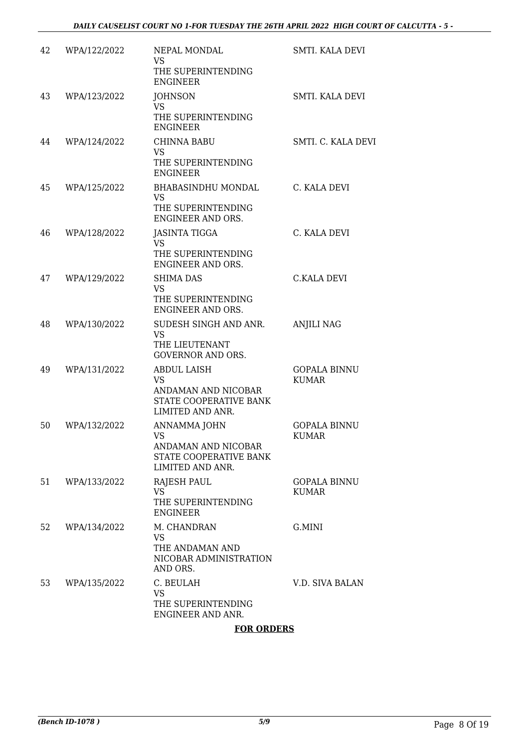| | | | |
|---|---|---|---|
| 42 | WPA/122/2022 | NEPAL MONDAL<br>VS<br>THE SUPERINTENDING ENGINEER | SMTI. KALA DEVI |
| 43 | WPA/123/2022 | JOHNSON<br>VS<br>THE SUPERINTENDING ENGINEER | SMTI. KALA DEVI |
| 44 | WPA/124/2022 | CHINNA BABU<br>VS<br>THE SUPERINTENDING ENGINEER | SMTI. C. KALA DEVI |
| 45 | WPA/125/2022 | BHABASINDHU MONDAL<br>VS<br>THE SUPERINTENDING ENGINEER AND ORS. | C. KALA DEVI |
| 46 | WPA/128/2022 | JASINTA TIGGA<br>VS<br>THE SUPERINTENDING ENGINEER AND ORS. | C. KALA DEVI |
| 47 | WPA/129/2022 | SHIMA DAS<br>VS<br>THE SUPERINTENDING ENGINEER AND ORS. | C.KALA DEVI |
| 48 | WPA/130/2022 | SUDESH SINGH AND ANR.<br>VS<br>THE LIEUTENANT GOVERNOR AND ORS. | ANJILI NAG |
| 49 | WPA/131/2022 | ABDUL LAISH<br>VS<br>ANDAMAN AND NICOBAR STATE COOPERATIVE BANK LIMITED AND ANR. | GOPALA BINNU KUMAR |
| 50 | WPA/132/2022 | ANNAMMA JOHN<br>VS<br>ANDAMAN AND NICOBAR STATE COOPERATIVE BANK LIMITED AND ANR. | GOPALA BINNU KUMAR |
| 51 | WPA/133/2022 | RAJESH PAUL<br>VS<br>THE SUPERINTENDING ENGINEER | GOPALA BINNU KUMAR |
| 52 | WPA/134/2022 | M. CHANDRAN<br>VS<br>THE ANDAMAN AND NICOBAR ADMINISTRATION AND ORS. | G.MINI |
| 53 | WPA/135/2022 | C. BEULAH<br>VS<br>THE SUPERINTENDING ENGINEER AND ANR. | V.D. SIVA BALAN |

**FOR ORDERS**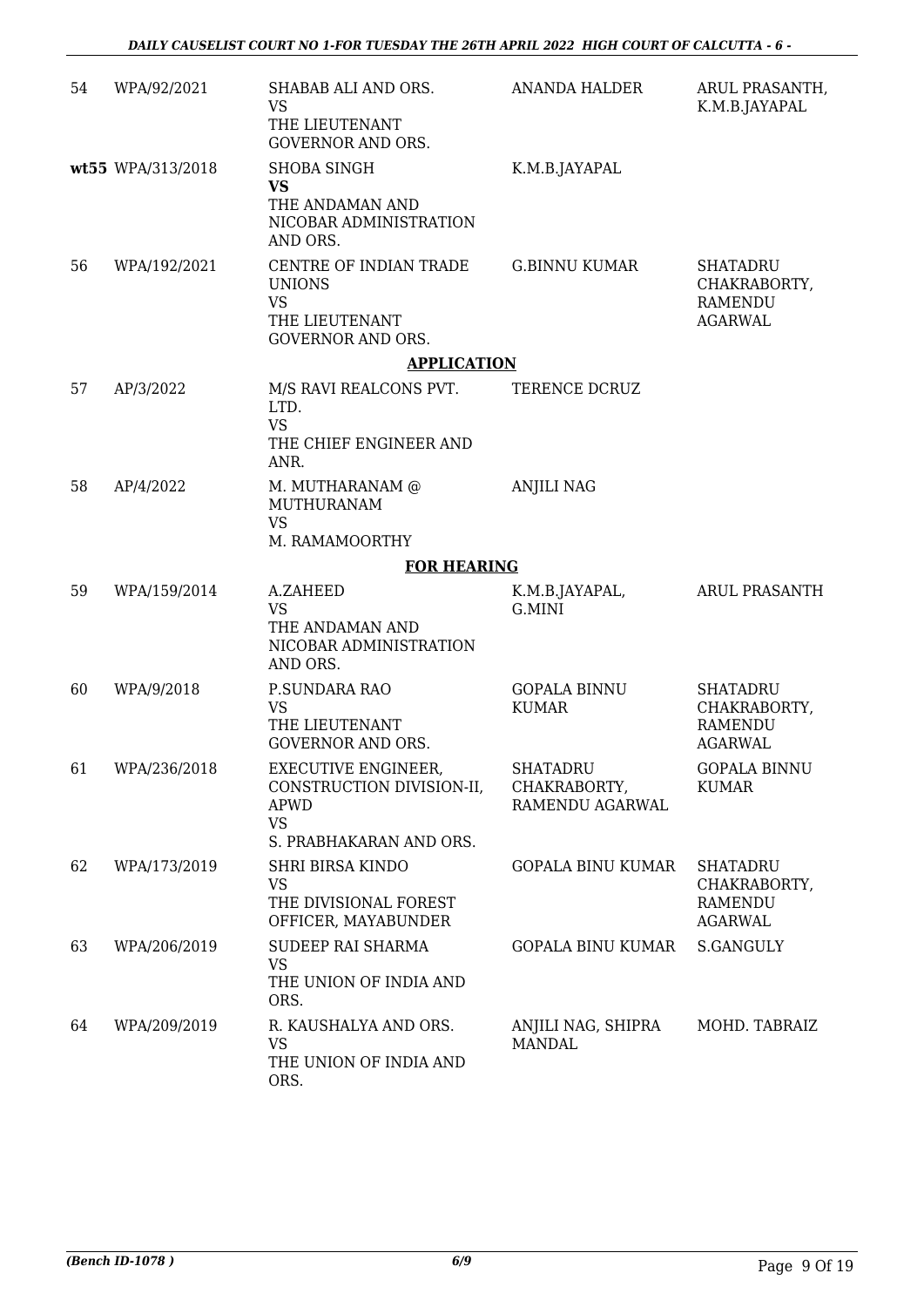| | | | | |
|---|---|---|---|---|
| 54 | WPA/92/2021 | SHABAB ALI AND ORS.<br>VS<br>THE LIEUTENANT GOVERNOR AND ORS. | ANANDA HALDER | ARUL PRASANTH, K.M.B.JAYAPAL |
| **wt55** | WPA/313/2018 | SHOBA SINGH<br>**VS**<br>THE ANDAMAN AND NICOBAR ADMINISTRATION AND ORS. | K.M.B.JAYAPAL | |
| 56 | WPA/192/2021 | CENTRE OF INDIAN TRADE UNIONS<br>VS<br>THE LIEUTENANT GOVERNOR AND ORS. | G.BINNU KUMAR | SHATADRU CHAKRABORTY, RAMENDU AGARWAL |

**APPLICATION**

| | | | | |
|---|---|---|---|---|
| 57 | AP/3/2022 | M/S RAVI REALCONS PVT. LTD.<br>VS<br>THE CHIEF ENGINEER AND ANR. | TERENCE DCRUZ | |
| 58 | AP/4/2022 | M. MUTHARANAM @ MUTHURANAM<br>VS<br>M. RAMAMOORTHY | ANJILI NAG | |

**FOR HEARING**

| | | | | |
|---|---|---|---|---|
| 59 | WPA/159/2014 | A.ZAHEED<br>VS<br>THE ANDAMAN AND NICOBAR ADMINISTRATION AND ORS. | K.M.B.JAYAPAL, G.MINI | ARUL PRASANTH |
| 60 | WPA/9/2018 | P.SUNDARA RAO<br>VS<br>THE LIEUTENANT GOVERNOR AND ORS. | GOPALA BINNU KUMAR | SHATADRU CHAKRABORTY, RAMENDU AGARWAL |
| 61 | WPA/236/2018 | EXECUTIVE ENGINEER, CONSTRUCTION DIVISION-II, APWD<br>VS<br>S. PRABHAKARAN AND ORS. | SHATADRU CHAKRABORTY, RAMENDU AGARWAL | GOPALA BINNU KUMAR |
| 62 | WPA/173/2019 | SHRI BIRSA KINDO<br>VS<br>THE DIVISIONAL FOREST OFFICER, MAYABUNDER | GOPALA BINU KUMAR | SHATADRU CHAKRABORTY, RAMENDU AGARWAL |
| 63 | WPA/206/2019 | SUDEEP RAI SHARMA<br>VS<br>THE UNION OF INDIA AND ORS. | GOPALA BINU KUMAR | S.GANGULY |
| 64 | WPA/209/2019 | R. KAUSHALYA AND ORS.<br>VS<br>THE UNION OF INDIA AND ORS. | ANJILI NAG, SHIPRA MANDAL | MOHD. TABRAIZ |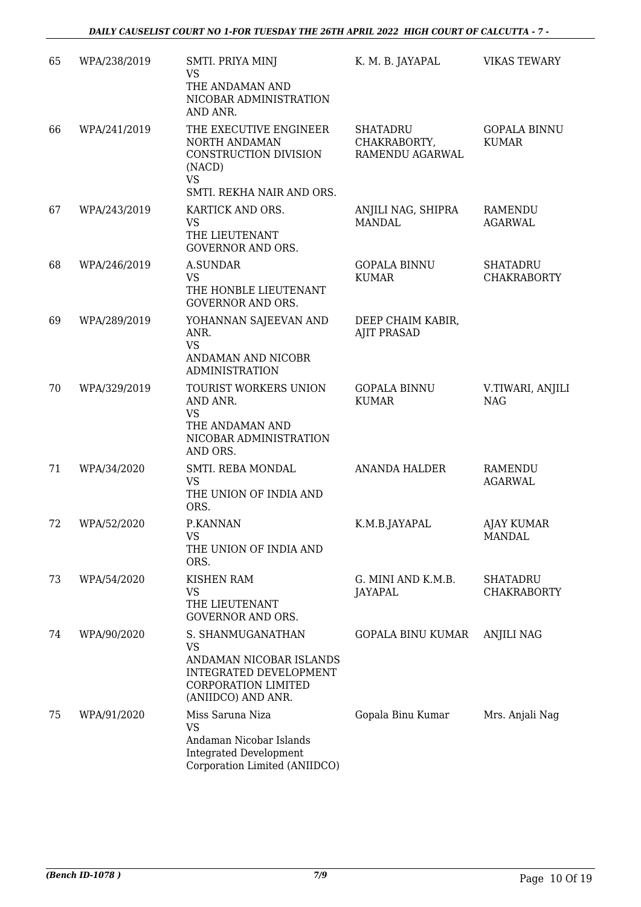| 65 | WPA/238/2019 | SMTI. PRIYA MINJ<br>VS<br>THE ANDAMAN AND NICOBAR ADMINISTRATION AND ANR. | K. M. B. JAYAPAL | VIKAS TEWARY |
|---|---|---|---|---|
| 66 | WPA/241/2019 | THE EXECUTIVE ENGINEER NORTH ANDAMAN CONSTRUCTION DIVISION (NACD)<br>VS<br>SMTI. REKHA NAIR AND ORS. | SHATADRU CHAKRABORTY, RAMENDU AGARWAL | GOPALA BINNU KUMAR |
| 67 | WPA/243/2019 | KARTICK AND ORS.<br>VS<br>THE LIEUTENANT GOVERNOR AND ORS. | ANJILI NAG, SHIPRA MANDAL | RAMENDU AGARWAL |
| 68 | WPA/246/2019 | A.SUNDAR<br>VS<br>THE HONBLE LIEUTENANT GOVERNOR AND ORS. | GOPALA BINNU KUMAR | SHATADRU CHAKRABORTY |
| 69 | WPA/289/2019 | YOHANNAN SAJEEVAN AND ANR.<br>VS<br>ANDAMAN AND NICOBR ADMINISTRATION | DEEP CHAIM KABIR, AJIT PRASAD | |
| 70 | WPA/329/2019 | TOURIST WORKERS UNION AND ANR.<br>VS<br>THE ANDAMAN AND NICOBAR ADMINISTRATION AND ORS. | GOPALA BINNU KUMAR | V.TIWARI, ANJILI NAG |
| 71 | WPA/34/2020 | SMTI. REBA MONDAL<br>VS<br>THE UNION OF INDIA AND ORS. | ANANDA HALDER | RAMENDU AGARWAL |
| 72 | WPA/52/2020 | P.KANNAN<br>VS<br>THE UNION OF INDIA AND ORS. | K.M.B.JAYAPAL | AJAY KUMAR MANDAL |
| 73 | WPA/54/2020 | KISHEN RAM<br>VS<br>THE LIEUTENANT GOVERNOR AND ORS. | G. MINI AND K.M.B. JAYAPAL | SHATADRU CHAKRABORTY |
| 74 | WPA/90/2020 | S. SHANMUGANATHAN<br>VS<br>ANDAMAN NICOBAR ISLANDS INTEGRATED DEVELOPMENT CORPORATION LIMITED (ANIIDCO) AND ANR. | GOPALA BINU KUMAR | ANJILI NAG |
| 75 | WPA/91/2020 | Miss Saruna Niza<br>VS<br>Andaman Nicobar Islands Integrated Development Corporation Limited (ANIIDCO) | Gopala Binu Kumar | Mrs. Anjali Nag |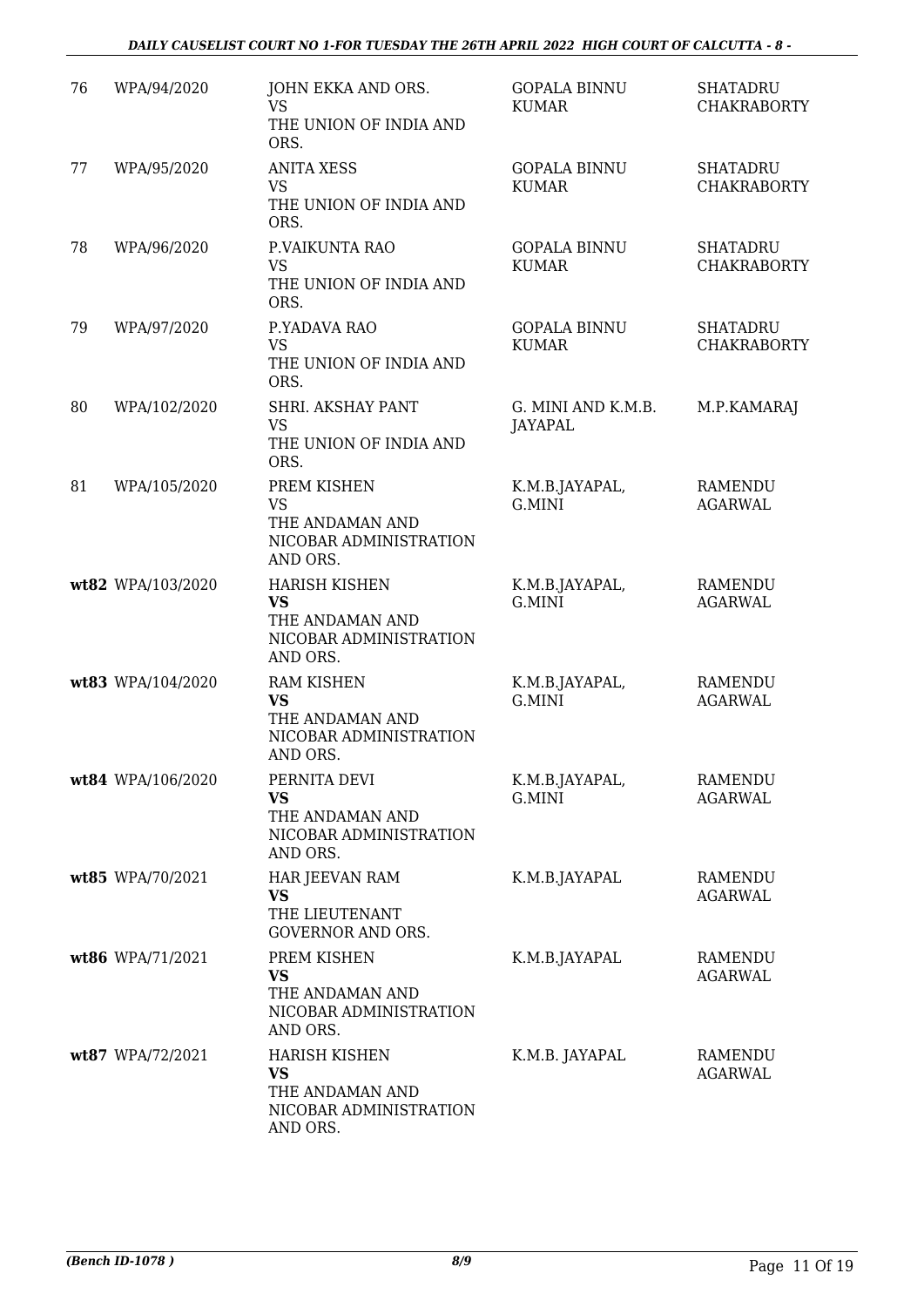| 76 | WPA/94/2020 | JOHN EKKA AND ORS.<br>VS<br>THE UNION OF INDIA AND ORS. | GOPALA BINNU KUMAR | SHATADRU CHAKRABORTY |
|---|---|---|---|---|
| 77 | WPA/95/2020 | ANITA XESS<br>VS<br>THE UNION OF INDIA AND ORS. | GOPALA BINNU KUMAR | SHATADRU CHAKRABORTY |
| 78 | WPA/96/2020 | P.VAIKUNTA RAO<br>VS<br>THE UNION OF INDIA AND ORS. | GOPALA BINNU KUMAR | SHATADRU CHAKRABORTY |
| 79 | WPA/97/2020 | P.YADAVA RAO<br>VS<br>THE UNION OF INDIA AND ORS. | GOPALA BINNU KUMAR | SHATADRU CHAKRABORTY |
| 80 | WPA/102/2020 | SHRI. AKSHAY PANT<br>VS<br>THE UNION OF INDIA AND ORS. | G. MINI AND K.M.B. JAYAPAL | M.P.KAMARAJ |
| 81 | WPA/105/2020 | PREM KISHEN<br>VS<br>THE ANDAMAN AND NICOBAR ADMINISTRATION AND ORS. | K.M.B.JAYAPAL, G.MINI | RAMENDU AGARWAL |
| **wt82** | WPA/103/2020 | HARISH KISHEN<br>**VS**<br>THE ANDAMAN AND NICOBAR ADMINISTRATION AND ORS. | K.M.B.JAYAPAL, G.MINI | RAMENDU AGARWAL |
| **wt83** | WPA/104/2020 | RAM KISHEN<br>**VS**<br>THE ANDAMAN AND NICOBAR ADMINISTRATION AND ORS. | K.M.B.JAYAPAL, G.MINI | RAMENDU AGARWAL |
| **wt84** | WPA/106/2020 | PERNITA DEVI<br>**VS**<br>THE ANDAMAN AND NICOBAR ADMINISTRATION AND ORS. | K.M.B.JAYAPAL, G.MINI | RAMENDU AGARWAL |
| **wt85** | WPA/70/2021 | HAR JEEVAN RAM<br>**VS**<br>THE LIEUTENANT GOVERNOR AND ORS. | K.M.B.JAYAPAL | RAMENDU AGARWAL |
| **wt86** | WPA/71/2021 | PREM KISHEN<br>**VS**<br>THE ANDAMAN AND NICOBAR ADMINISTRATION AND ORS. | K.M.B.JAYAPAL | RAMENDU AGARWAL |
| **wt87** | WPA/72/2021 | HARISH KISHEN<br>**VS**<br>THE ANDAMAN AND NICOBAR ADMINISTRATION AND ORS. | K.M.B. JAYAPAL | RAMENDU AGARWAL |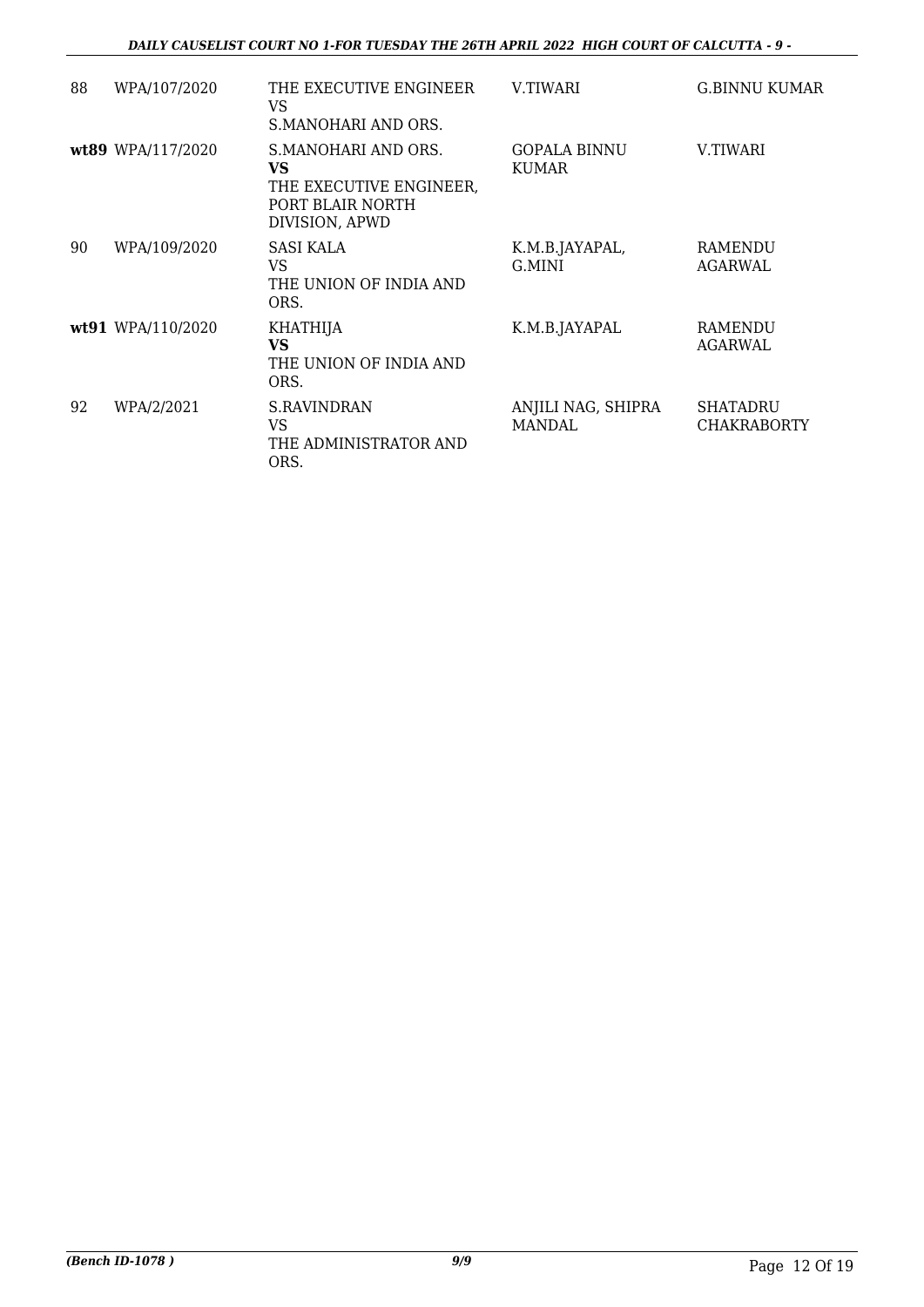| | | | | |
|---|---|---|---|---|
| 88 | WPA/107/2020 | THE EXECUTIVE ENGINEER<br>VS<br>S.MANOHARI AND ORS. | V.TIWARI | G.BINNU KUMAR |
| **wt89** | WPA/117/2020 | S.MANOHARI AND ORS.<br>**VS**<br>THE EXECUTIVE ENGINEER, PORT BLAIR NORTH DIVISION, APWD | GOPALA BINNU KUMAR | V.TIWARI |
| 90 | WPA/109/2020 | SASI KALA<br>VS<br>THE UNION OF INDIA AND ORS. | K.M.B.JAYAPAL, G.MINI | RAMENDU AGARWAL |
| **wt91** | WPA/110/2020 | KHATHIJA<br>**VS**<br>THE UNION OF INDIA AND ORS. | K.M.B.JAYAPAL | RAMENDU AGARWAL |
| 92 | WPA/2/2021 | S.RAVINDRAN<br>VS<br>THE ADMINISTRATOR AND ORS. | ANJILI NAG, SHIPRA MANDAL | SHATADRU CHAKRABORTY |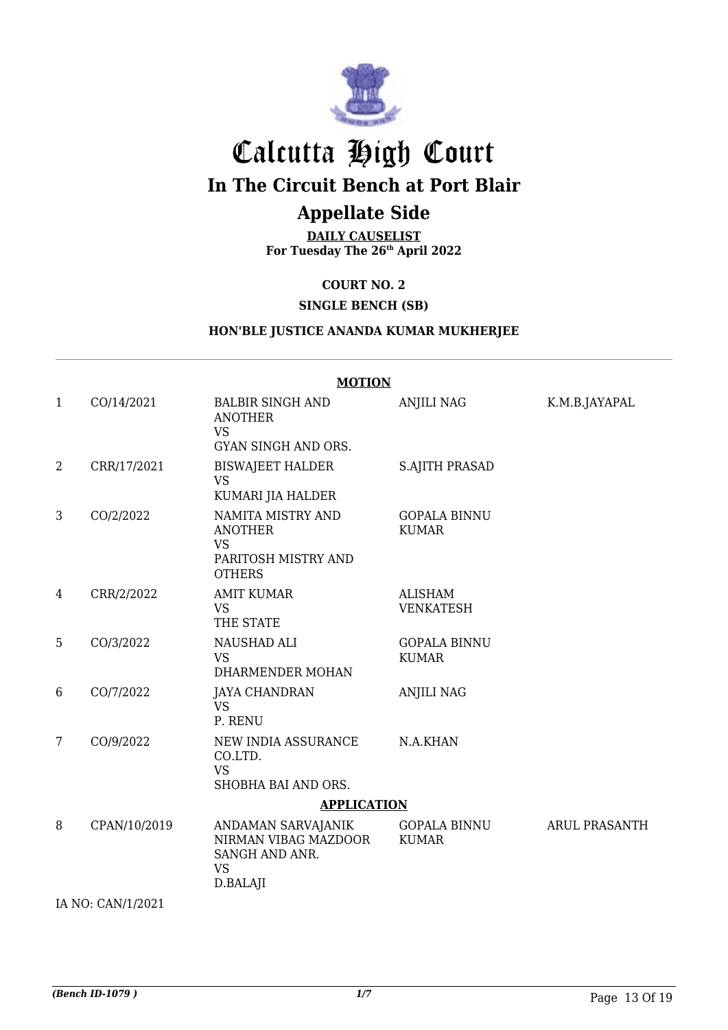# Calcutta High Court

## In The Circuit Bench at Port Blair

## Appellate Side

**DAILY CAUSELIST**
**For Tuesday The 26th April 2022**

**COURT NO. 2**

**SINGLE BENCH (SB)**

**HON'BLE JUSTICE ANANDA KUMAR MUKHERJEE**

**MOTION**

| | | | | |
|---|---|---|---|---|
| 1 | CO/14/2021 | BALBIR SINGH AND ANOTHER VS GYAN SINGH AND ORS. | ANJILI NAG | K.M.B.JAYAPAL |
| 2 | CRR/17/2021 | BISWAJEET HALDER VS KUMARI JIA HALDER | S.AJITH PRASAD | |
| 3 | CO/2/2022 | NAMITA MISTRY AND ANOTHER VS PARITOSH MISTRY AND OTHERS | GOPALA BINNU KUMAR | |
| 4 | CRR/2/2022 | AMIT KUMAR VS THE STATE | ALISHAM VENKATESH | |
| 5 | CO/3/2022 | NAUSHAD ALI VS DHARMENDER MOHAN | GOPALA BINNU KUMAR | |
| 6 | CO/7/2022 | JAYA CHANDRAN VS P. RENU | ANJILI NAG | |
| 7 | CO/9/2022 | NEW INDIA ASSURANCE CO.LTD. VS SHOBHA BAI AND ORS. | N.A.KHAN | |

**APPLICATION**

| | | | | |
|---|---|---|---|---|
| 8 | CPAN/10/2019 | ANDAMAN SARVAJANIK NIRMAN VIBAG MAZDOOR SANGH AND ANR. VS D.BALAJI | GOPALA BINNU KUMAR | ARUL PRASANTH |

IA NO: CAN/1/2021

*(Bench ID-1079 )* 1/7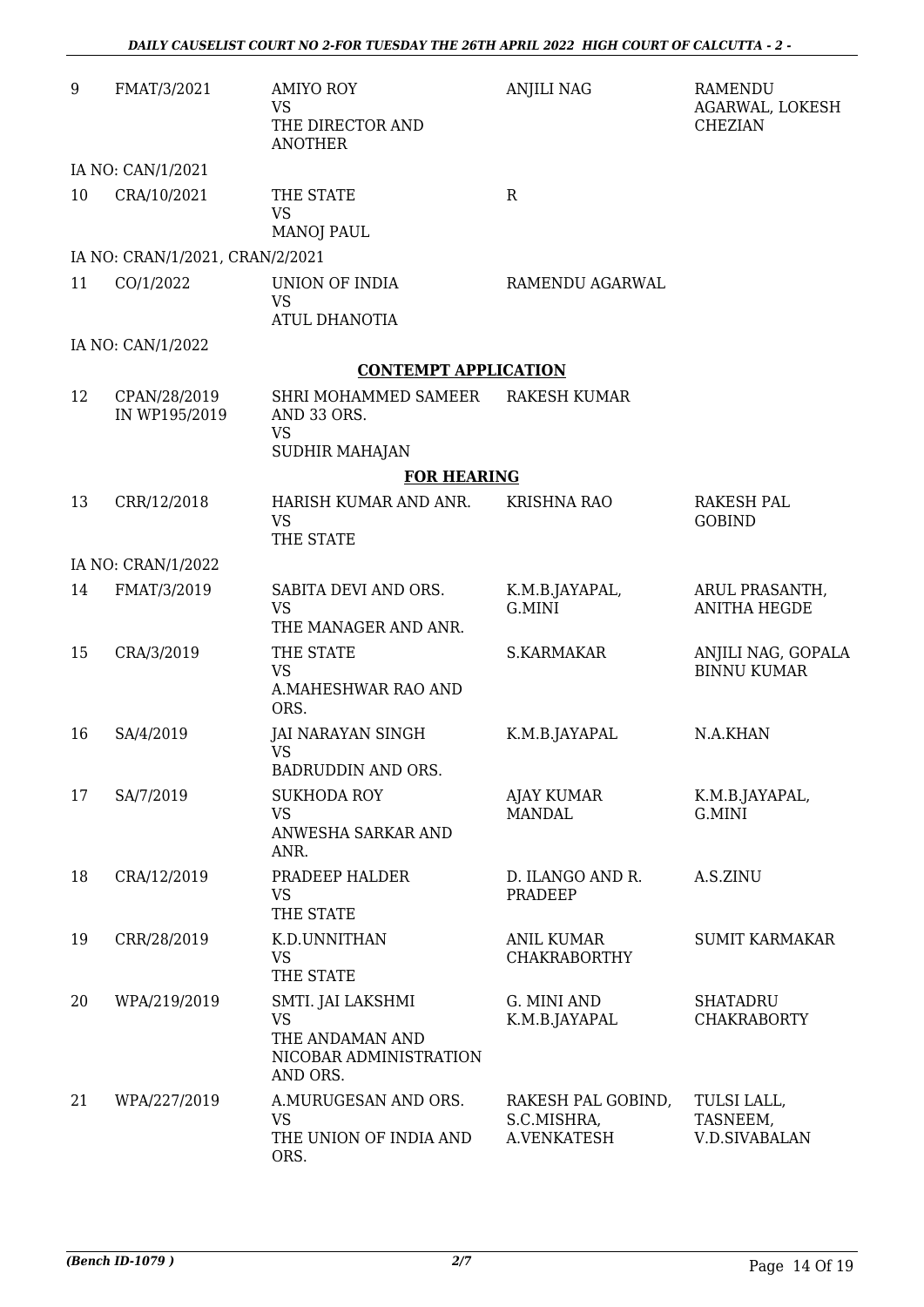| | | | | |
|---|---|---|---|---|
| 9 | FMAT/3/2021 | AMIYO ROY<br>VS<br>THE DIRECTOR AND ANOTHER | ANJILI NAG | RAMENDU AGARWAL, LOKESH CHEZIAN |
| | IA NO: CAN/1/2021 | | | |
| 10 | CRA/10/2021 | THE STATE<br>VS<br>MANOJ PAUL | R | |
| | IA NO: CRAN/1/2021, CRAN/2/2021 | | | |
| 11 | CO/1/2022 | UNION OF INDIA<br>VS<br>ATUL DHANOTIA | RAMENDU AGARWAL | |
| | IA NO: CAN/1/2022 | | | |

**CONTEMPT APPLICATION**

| | | | | |
|---|---|---|---|---|
| 12 | CPAN/28/2019 IN WP195/2019 | SHRI MOHAMMED SAMEER AND 33 ORS.<br>VS<br>SUDHIR MAHAJAN | RAKESH KUMAR | |

**FOR HEARING**

| | | | | |
|---|---|---|---|---|
| 13 | CRR/12/2018 | HARISH KUMAR AND ANR.<br>VS<br>THE STATE | KRISHNA RAO | RAKESH PAL GOBIND |
| | IA NO: CRAN/1/2022 | | | |
| 14 | FMAT/3/2019 | SABITA DEVI AND ORS.<br>VS<br>THE MANAGER AND ANR. | K.M.B.JAYAPAL, G.MINI | ARUL PRASANTH, ANITHA HEGDE |
| 15 | CRA/3/2019 | THE STATE<br>VS<br>A.MAHESHWAR RAO AND ORS. | S.KARMAKAR | ANJILI NAG, GOPALA BINNU KUMAR |
| 16 | SA/4/2019 | JAI NARAYAN SINGH<br>VS<br>BADRUDDIN AND ORS. | K.M.B.JAYAPAL | N.A.KHAN |
| 17 | SA/7/2019 | SUKHODA ROY<br>VS<br>ANWESHA SARKAR AND ANR. | AJAY KUMAR MANDAL | K.M.B.JAYAPAL, G.MINI |
| 18 | CRA/12/2019 | PRADEEP HALDER<br>VS<br>THE STATE | D. ILANGO AND R. PRADEEP | A.S.ZINU |
| 19 | CRR/28/2019 | K.D.UNNITHAN<br>VS<br>THE STATE | ANIL KUMAR CHAKRABORTHY | SUMIT KARMAKAR |
| 20 | WPA/219/2019 | SMTI. JAI LAKSHMI<br>VS<br>THE ANDAMAN AND NICOBAR ADMINISTRATION AND ORS. | G. MINI AND K.M.B.JAYAPAL | SHATADRU CHAKRABORTY |
| 21 | WPA/227/2019 | A.MURUGESAN AND ORS.<br>VS<br>THE UNION OF INDIA AND ORS. | RAKESH PAL GOBIND, S.C.MISHRA, A.VENKATESH | TULSI LALL, TASNEEM, V.D.SIVABALAN |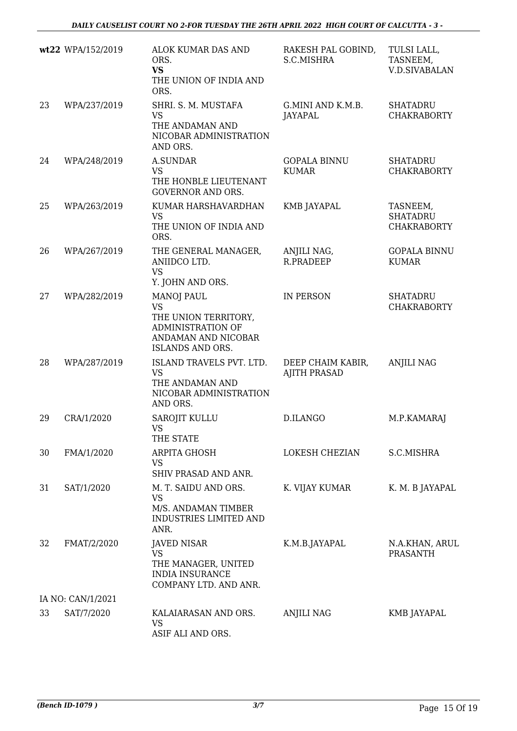| | | | | |
|---|---|---|---|---|
| **wt22** | WPA/152/2019 | ALOK KUMAR DAS AND ORS.<br>**VS**<br>THE UNION OF INDIA AND ORS. | RAKESH PAL GOBIND, S.C.MISHRA | TULSI LALL, TASNEEM, V.D.SIVABALAN |
| 23 | WPA/237/2019 | SHRI. S. M. MUSTAFA<br>VS<br>THE ANDAMAN AND NICOBAR ADMINISTRATION AND ORS. | G.MINI AND K.M.B. JAYAPAL | SHATADRU CHAKRABORTY |
| 24 | WPA/248/2019 | A.SUNDAR<br>VS<br>THE HONBLE LIEUTENANT GOVERNOR AND ORS. | GOPALA BINNU KUMAR | SHATADRU CHAKRABORTY |
| 25 | WPA/263/2019 | KUMAR HARSHAVARDHAN<br>VS<br>THE UNION OF INDIA AND ORS. | KMB JAYAPAL | TASNEEM, SHATADRU CHAKRABORTY |
| 26 | WPA/267/2019 | THE GENERAL MANAGER, ANIIDCO LTD.<br>VS<br>Y. JOHN AND ORS. | ANJILI NAG, R.PRADEEP | GOPALA BINNU KUMAR |
| 27 | WPA/282/2019 | MANOJ PAUL<br>VS<br>THE UNION TERRITORY, ADMINISTRATION OF ANDAMAN AND NICOBAR ISLANDS AND ORS. | IN PERSON | SHATADRU CHAKRABORTY |
| 28 | WPA/287/2019 | ISLAND TRAVELS PVT. LTD.<br>VS<br>THE ANDAMAN AND NICOBAR ADMINISTRATION AND ORS. | DEEP CHAIM KABIR, AJITH PRASAD | ANJILI NAG |
| 29 | CRA/1/2020 | SAROJIT KULLU<br>VS<br>THE STATE | D.ILANGO | M.P.KAMARAJ |
| 30 | FMA/1/2020 | ARPITA GHOSH<br>VS<br>SHIV PRASAD AND ANR. | LOKESH CHEZIAN | S.C.MISHRA |
| 31 | SAT/1/2020 | M. T. SAIDU AND ORS.<br>VS<br>M/S. ANDAMAN TIMBER INDUSTRIES LIMITED AND ANR. | K. VIJAY KUMAR | K. M. B JAYAPAL |
| 32 | FMAT/2/2020 | JAVED NISAR<br>VS<br>THE MANAGER, UNITED INDIA INSURANCE COMPANY LTD. AND ANR. | K.M.B.JAYAPAL | N.A.KHAN, ARUL PRASANTH |
| | IA NO: CAN/1/2021 | | | |
| 33 | SAT/7/2020 | KALAIARASAN AND ORS.<br>VS<br>ASIF ALI AND ORS. | ANJILI NAG | KMB JAYAPAL |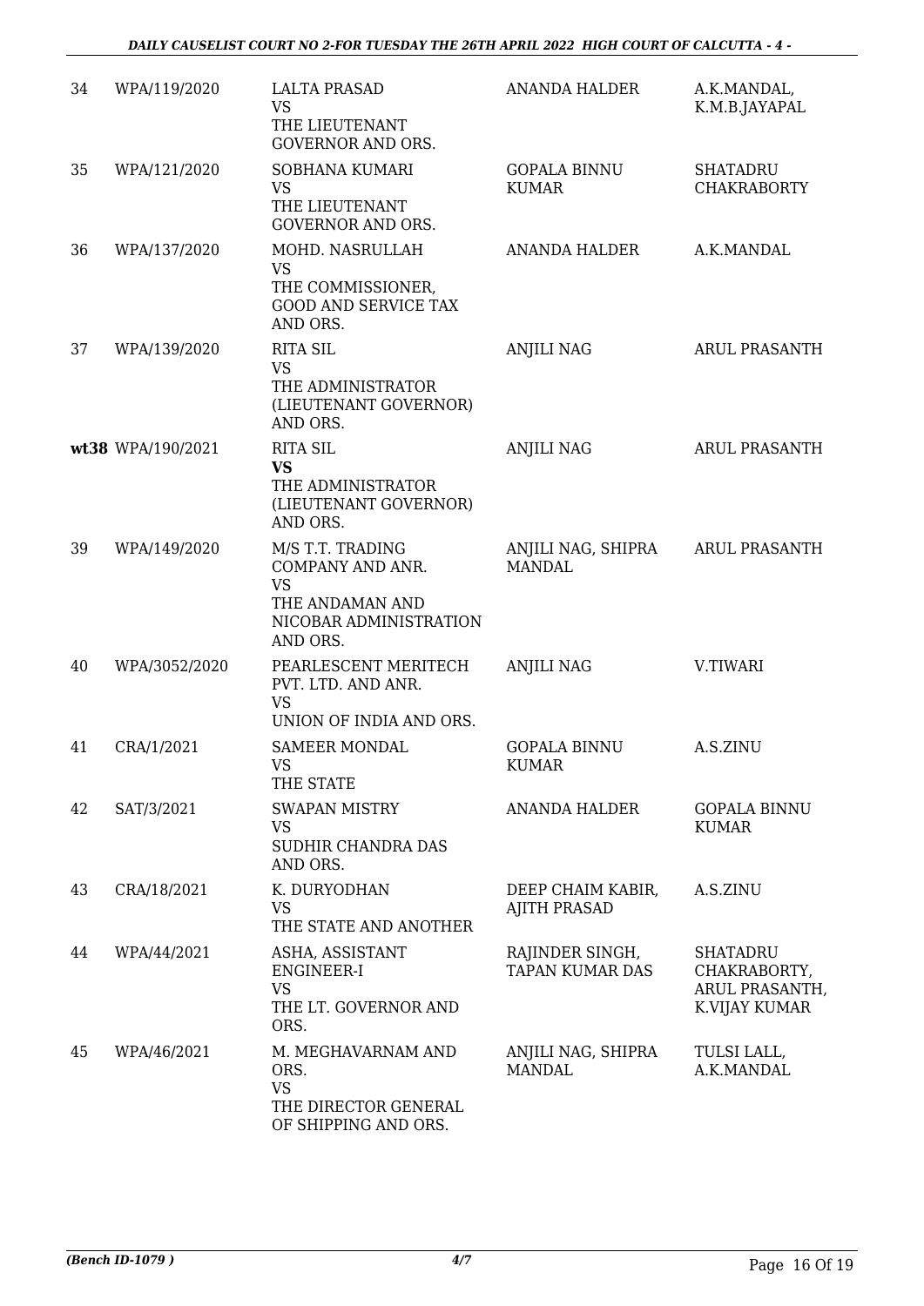| | | | | |
|---|---|---|---|---|
| 34 | WPA/119/2020 | LALTA PRASAD<br>VS<br>THE LIEUTENANT GOVERNOR AND ORS. | ANANDA HALDER | A.K.MANDAL, K.M.B.JAYAPAL |
| 35 | WPA/121/2020 | SOBHANA KUMARI<br>VS<br>THE LIEUTENANT GOVERNOR AND ORS. | GOPALA BINNU KUMAR | SHATADRU CHAKRABORTY |
| 36 | WPA/137/2020 | MOHD. NASRULLAH<br>VS<br>THE COMMISSIONER, GOOD AND SERVICE TAX AND ORS. | ANANDA HALDER | A.K.MANDAL |
| 37 | WPA/139/2020 | RITA SIL<br>VS<br>THE ADMINISTRATOR (LIEUTENANT GOVERNOR) AND ORS. | ANJILI NAG | ARUL PRASANTH |
| **wt38** | WPA/190/2021 | RITA SIL<br>**VS**<br>THE ADMINISTRATOR (LIEUTENANT GOVERNOR) AND ORS. | ANJILI NAG | ARUL PRASANTH |
| 39 | WPA/149/2020 | M/S T.T. TRADING COMPANY AND ANR.<br>VS<br>THE ANDAMAN AND NICOBAR ADMINISTRATION AND ORS. | ANJILI NAG, SHIPRA MANDAL | ARUL PRASANTH |
| 40 | WPA/3052/2020 | PEARLESCENT MERITECH PVT. LTD. AND ANR.<br>VS<br>UNION OF INDIA AND ORS. | ANJILI NAG | V.TIWARI |
| 41 | CRA/1/2021 | SAMEER MONDAL<br>VS<br>THE STATE | GOPALA BINNU KUMAR | A.S.ZINU |
| 42 | SAT/3/2021 | SWAPAN MISTRY<br>VS<br>SUDHIR CHANDRA DAS AND ORS. | ANANDA HALDER | GOPALA BINNU KUMAR |
| 43 | CRA/18/2021 | K. DURYODHAN<br>VS<br>THE STATE AND ANOTHER | DEEP CHAIM KABIR, AJITH PRASAD | A.S.ZINU |
| 44 | WPA/44/2021 | ASHA, ASSISTANT ENGINEER-I<br>VS<br>THE LT. GOVERNOR AND ORS. | RAJINDER SINGH, TAPAN KUMAR DAS | SHATADRU CHAKRABORTY, ARUL PRASANTH, K.VIJAY KUMAR |
| 45 | WPA/46/2021 | M. MEGHAVARNAM AND ORS.<br>VS<br>THE DIRECTOR GENERAL OF SHIPPING AND ORS. | ANJILI NAG, SHIPRA MANDAL | TULSI LALL, A.K.MANDAL |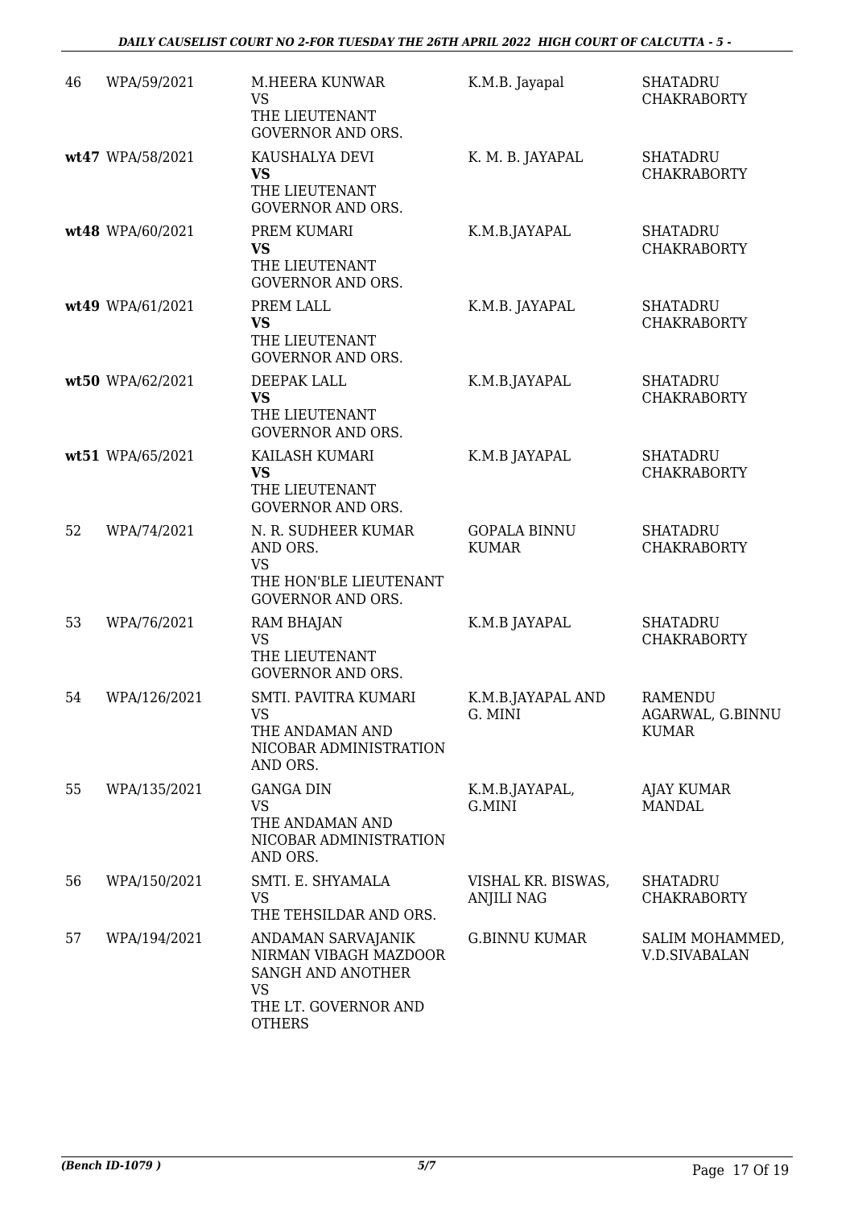| | | | | |
|---|---|---|---|---|
| 46 | WPA/59/2021 | M.HEERA KUNWAR<br>VS<br>THE LIEUTENANT GOVERNOR AND ORS. | K.M.B. Jayapal | SHATADRU CHAKRABORTY |
| **wt47** | WPA/58/2021 | KAUSHALYA DEVI<br>**VS**<br>THE LIEUTENANT GOVERNOR AND ORS. | K. M. B. JAYAPAL | SHATADRU CHAKRABORTY |
| **wt48** | WPA/60/2021 | PREM KUMARI<br>**VS**<br>THE LIEUTENANT GOVERNOR AND ORS. | K.M.B.JAYAPAL | SHATADRU CHAKRABORTY |
| **wt49** | WPA/61/2021 | PREM LALL<br>**VS**<br>THE LIEUTENANT GOVERNOR AND ORS. | K.M.B. JAYAPAL | SHATADRU CHAKRABORTY |
| **wt50** | WPA/62/2021 | DEEPAK LALL<br>**VS**<br>THE LIEUTENANT GOVERNOR AND ORS. | K.M.B.JAYAPAL | SHATADRU CHAKRABORTY |
| **wt51** | WPA/65/2021 | KAILASH KUMARI<br>**VS**<br>THE LIEUTENANT GOVERNOR AND ORS. | K.M.B JAYAPAL | SHATADRU CHAKRABORTY |
| 52 | WPA/74/2021 | N. R. SUDHEER KUMAR AND ORS.<br>VS<br>THE HON'BLE LIEUTENANT GOVERNOR AND ORS. | GOPALA BINNU KUMAR | SHATADRU CHAKRABORTY |
| 53 | WPA/76/2021 | RAM BHAJAN<br>VS<br>THE LIEUTENANT GOVERNOR AND ORS. | K.M.B JAYAPAL | SHATADRU CHAKRABORTY |
| 54 | WPA/126/2021 | SMTI. PAVITRA KUMARI<br>VS<br>THE ANDAMAN AND NICOBAR ADMINISTRATION AND ORS. | K.M.B.JAYAPAL AND G. MINI | RAMENDU AGARWAL, G.BINNU KUMAR |
| 55 | WPA/135/2021 | GANGA DIN<br>VS<br>THE ANDAMAN AND NICOBAR ADMINISTRATION AND ORS. | K.M.B.JAYAPAL, G.MINI | AJAY KUMAR MANDAL |
| 56 | WPA/150/2021 | SMTI. E. SHYAMALA<br>VS<br>THE TEHSILDAR AND ORS. | VISHAL KR. BISWAS, ANJILI NAG | SHATADRU CHAKRABORTY |
| 57 | WPA/194/2021 | ANDAMAN SARVAJANIK NIRMAN VIBAGH MAZDOOR SANGH AND ANOTHER<br>VS<br>THE LT. GOVERNOR AND OTHERS | G.BINNU KUMAR | SALIM MOHAMMED, V.D.SIVABALAN |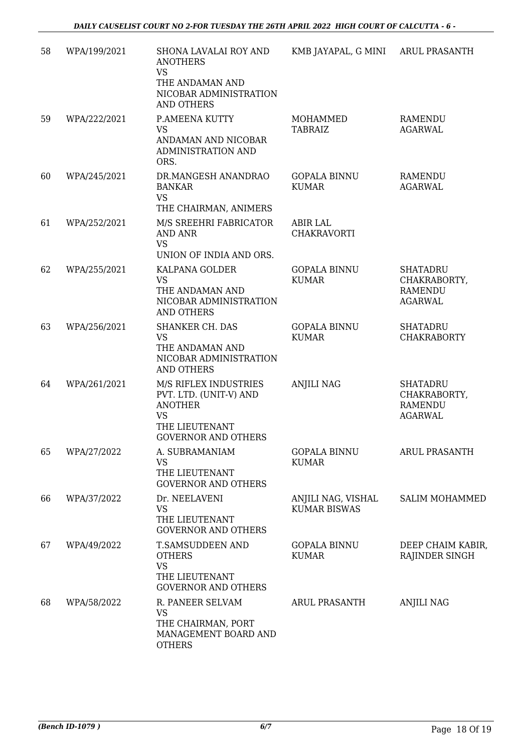| 58 | WPA/199/2021 | SHONA LAVALAI ROY AND ANOTHERS VS THE ANDAMAN AND NICOBAR ADMINISTRATION AND OTHERS | KMB JAYAPAL, G MINI | ARUL PRASANTH |
|---|---|---|---|---|
| 59 | WPA/222/2021 | P.AMEENA KUTTY VS ANDAMAN AND NICOBAR ADMINISTRATION AND ORS. | MOHAMMED TABRAIZ | RAMENDU AGARWAL |
| 60 | WPA/245/2021 | DR.MANGESH ANANDRAO BANKAR VS THE CHAIRMAN, ANIMERS | GOPALA BINNU KUMAR | RAMENDU AGARWAL |
| 61 | WPA/252/2021 | M/S SREEHRI FABRICATOR AND ANR VS UNION OF INDIA AND ORS. | ABIR LAL CHAKRAVORTI | |
| 62 | WPA/255/2021 | KALPANA GOLDER VS THE ANDAMAN AND NICOBAR ADMINISTRATION AND OTHERS | GOPALA BINNU KUMAR | SHATADRU CHAKRABORTY, RAMENDU AGARWAL |
| 63 | WPA/256/2021 | SHANKER CH. DAS VS THE ANDAMAN AND NICOBAR ADMINISTRATION AND OTHERS | GOPALA BINNU KUMAR | SHATADRU CHAKRABORTY |
| 64 | WPA/261/2021 | M/S RIFLEX INDUSTRIES PVT. LTD. (UNIT-V) AND ANOTHER VS THE LIEUTENANT GOVERNOR AND OTHERS | ANJILI NAG | SHATADRU CHAKRABORTY, RAMENDU AGARWAL |
| 65 | WPA/27/2022 | A. SUBRAMANIAM VS THE LIEUTENANT GOVERNOR AND OTHERS | GOPALA BINNU KUMAR | ARUL PRASANTH |
| 66 | WPA/37/2022 | Dr. NEELAVENI VS THE LIEUTENANT GOVERNOR AND OTHERS | ANJILI NAG, VISHAL KUMAR BISWAS | SALIM MOHAMMED |
| 67 | WPA/49/2022 | T.SAMSUDDEEN AND OTHERS VS THE LIEUTENANT GOVERNOR AND OTHERS | GOPALA BINNU KUMAR | DEEP CHAIM KABIR, RAJINDER SINGH |
| 68 | WPA/58/2022 | R. PANEER SELVAM VS THE CHAIRMAN, PORT MANAGEMENT BOARD AND OTHERS | ARUL PRASANTH | ANJILI NAG |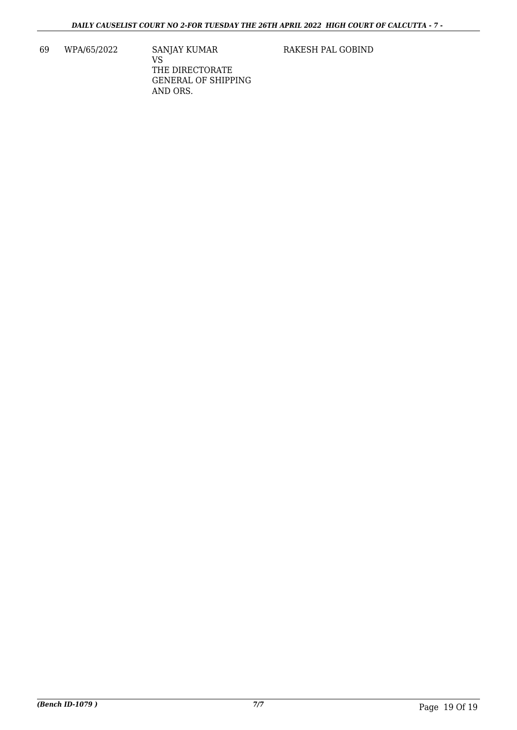| | | | |
|---|---|---|---|
| 69 | WPA/65/2022 | SANJAY KUMAR<br>VS<br>THE DIRECTORATE GENERAL OF SHIPPING AND ORS. | RAKESH PAL GOBIND |